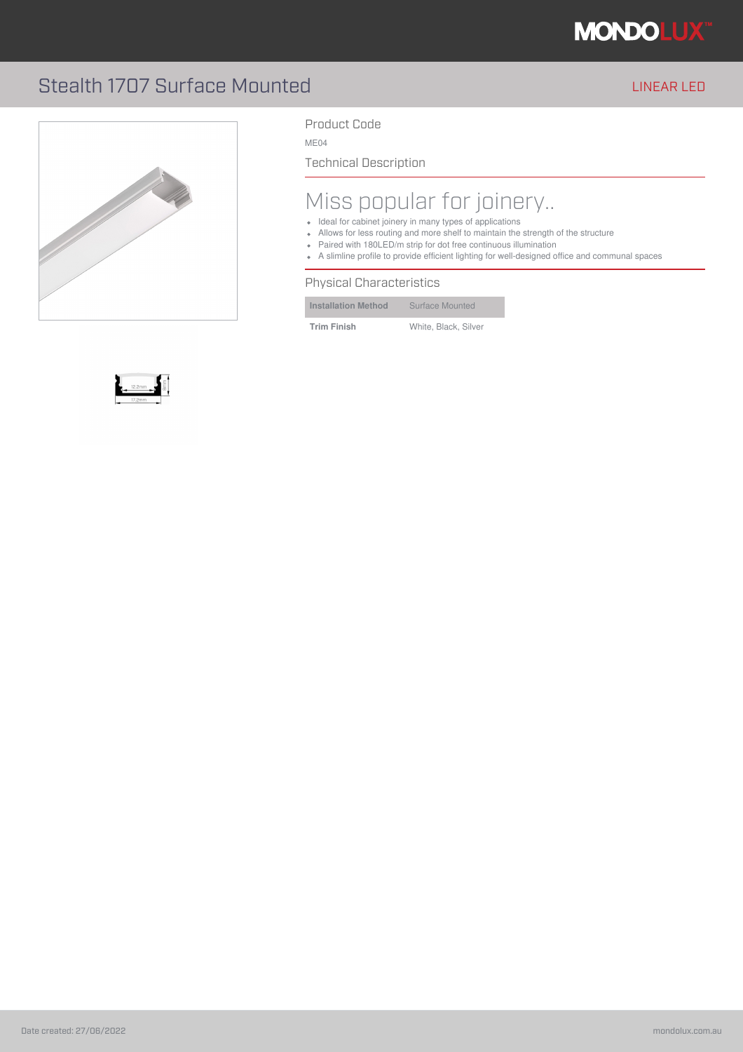# Stealth 1707 Surface Mounted

LINEAR LED

## Product Code

ME04

## Technical Description

# Miss popular for joinery..

- Ideal for cabinet joinery in many types of applications
- Allows for less routing and more shelf to maintain the strength of the structure
- Paired with 180LED/m strip for dot free continuous illumination
- A slimline profile to provide efficient lighting for well-designed office and communal spaces

## Physical Characteristics

| | |
|---|---|
| **Installation Method** | Surface Mounted |
| **Trim Finish** | White, Black, Silver |

12.2mm
17.2mm
8mm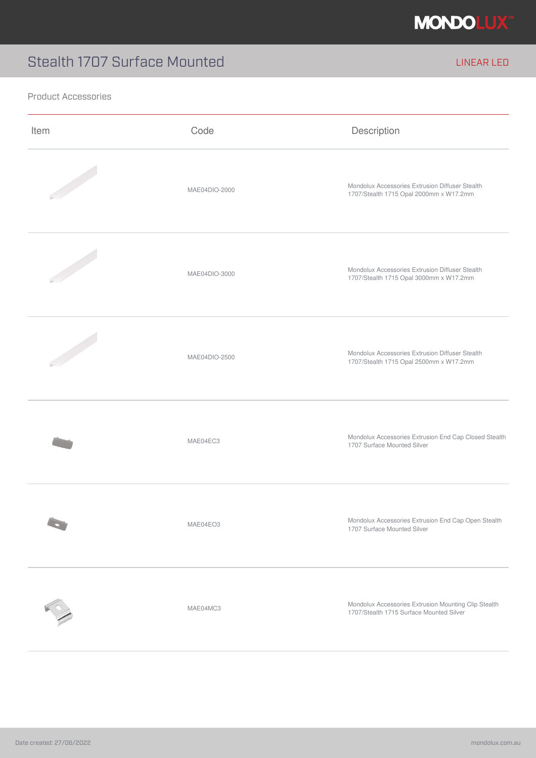## Stealth 1707 Surface Mounted

LINEAR LED

Product Accessories

| Item | Code | Description |
| --- | --- | --- |
| | MAE04DIO-2000 | Mondolux Accessories Extrusion Diffuser Stealth 1707/Stealth 1715 Opal 2000mm x W17.2mm |
| | MAE04DIO-3000 | Mondolux Accessories Extrusion Diffuser Stealth 1707/Stealth 1715 Opal 3000mm x W17.2mm |
| | MAE04DIO-2500 | Mondolux Accessories Extrusion Diffuser Stealth 1707/Stealth 1715 Opal 2500mm x W17.2mm |
| | MAE04EC3 | Mondolux Accessories Extrusion End Cap Closed Stealth 1707 Surface Mounted Silver |
| | MAE04EO3 | Mondolux Accessories Extrusion End Cap Open Stealth 1707 Surface Mounted Silver |
| | MAE04MC3 | Mondolux Accessories Extrusion Mounting Clip Stealth 1707/Stealth 1715 Surface Mounted Silver |

Date created: 27/06/2022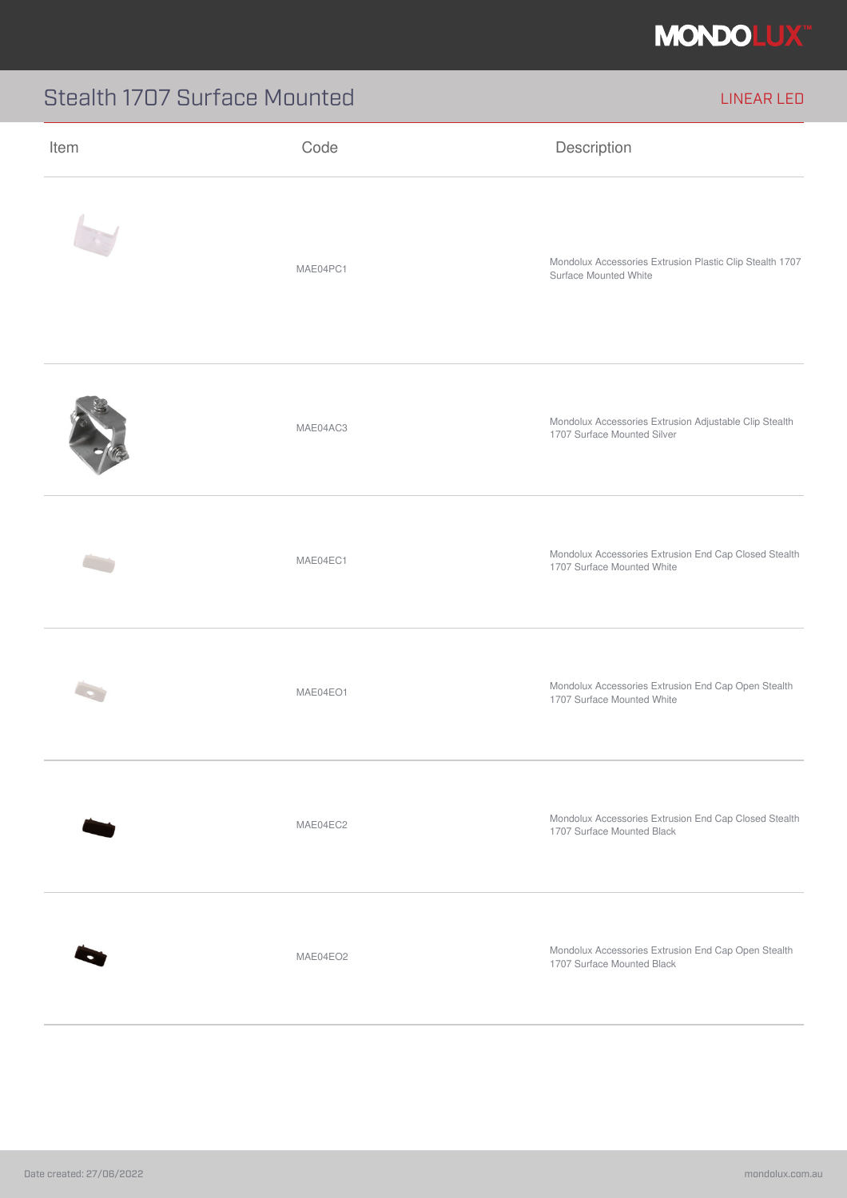# Stealth 1707 Surface Mounted

LINEAR LED

| Item | Code | Description |
| --- | --- | --- |
| | MAE04PC1 | Mondolux Accessories Extrusion Plastic Clip Stealth 1707 Surface Mounted White |
| | MAE04AC3 | Mondolux Accessories Extrusion Adjustable Clip Stealth 1707 Surface Mounted Silver |
| | MAE04EC1 | Mondolux Accessories Extrusion End Cap Closed Stealth 1707 Surface Mounted White |
| | MAE04EO1 | Mondolux Accessories Extrusion End Cap Open Stealth 1707 Surface Mounted White |
| | MAE04EC2 | Mondolux Accessories Extrusion End Cap Closed Stealth 1707 Surface Mounted Black |
| | MAE04EO2 | Mondolux Accessories Extrusion End Cap Open Stealth 1707 Surface Mounted Black |

Date created: 27/06/2022

mondolux.com.au